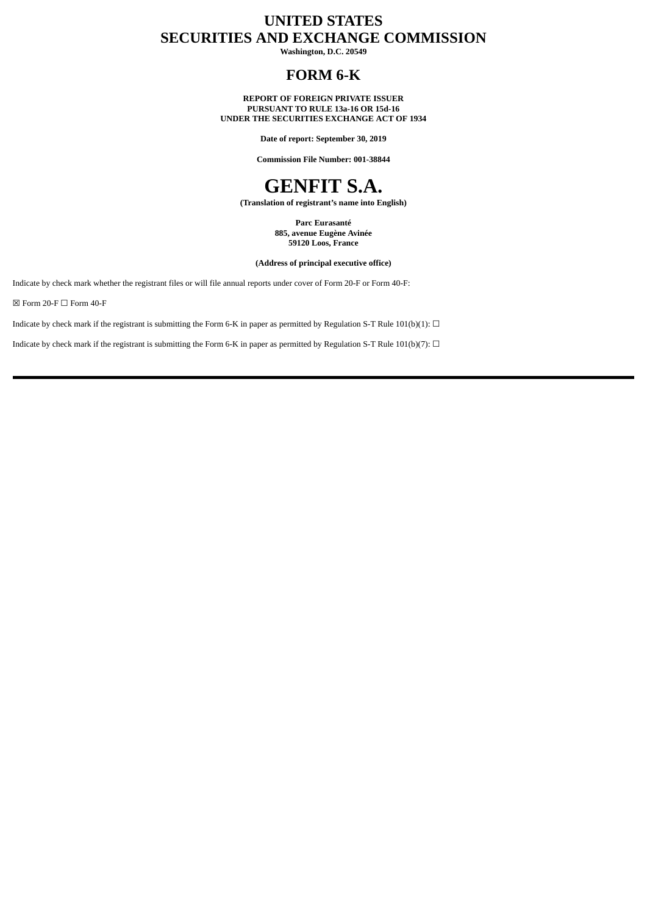# UNITED STATES
# SECURITIES AND EXCHANGE COMMISSION

**Washington, D.C. 20549**

## FORM 6-K

**REPORT OF FOREIGN PRIVATE ISSUER**
**PURSUANT TO RULE 13a-16 OR 15d-16**
**UNDER THE SECURITIES EXCHANGE ACT OF 1934**

**Date of report: September 30, 2019**

**Commission File Number: 001-38844**

# GENFIT S.A.

**(Translation of registrant's name into English)**

**Parc Eurasanté**
**885, avenue Eugène Avinée**
**59120 Loos, France**

**(Address of principal executive office)**

Indicate by check mark whether the registrant files or will file annual reports under cover of Form 20-F or Form 40-F:

☒ Form 20-F ☐ Form 40-F

Indicate by check mark if the registrant is submitting the Form 6-K in paper as permitted by Regulation S-T Rule 101(b)(1): ☐

Indicate by check mark if the registrant is submitting the Form 6-K in paper as permitted by Regulation S-T Rule 101(b)(7): ☐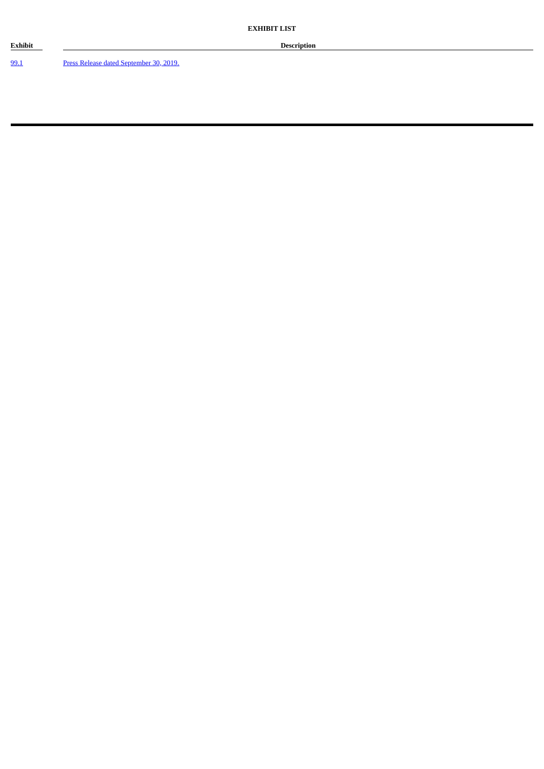**EXHIBIT LIST**

| Exhibit | Description |
|---|---|
| 99.1 | Press Release dated September 30, 2019. |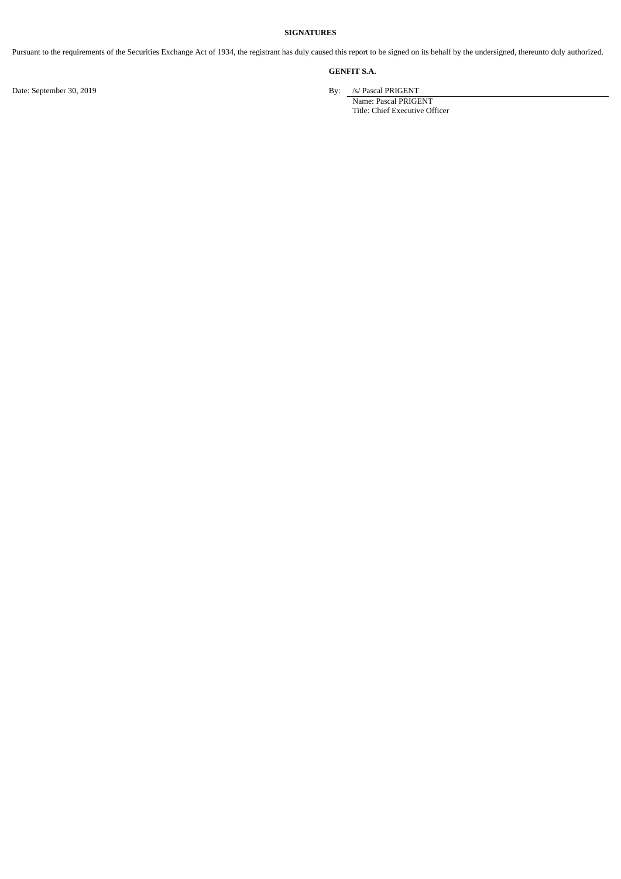**SIGNATURES**

Pursuant to the requirements of the Securities Exchange Act of 1934, the registrant has duly caused this report to be signed on its behalf by the undersigned, thereunto duly authorized.

**GENFIT S.A.**

Date: September 30, 2019

By: /s/ Pascal PRIGENT
Name: Pascal PRIGENT
Title: Chief Executive Officer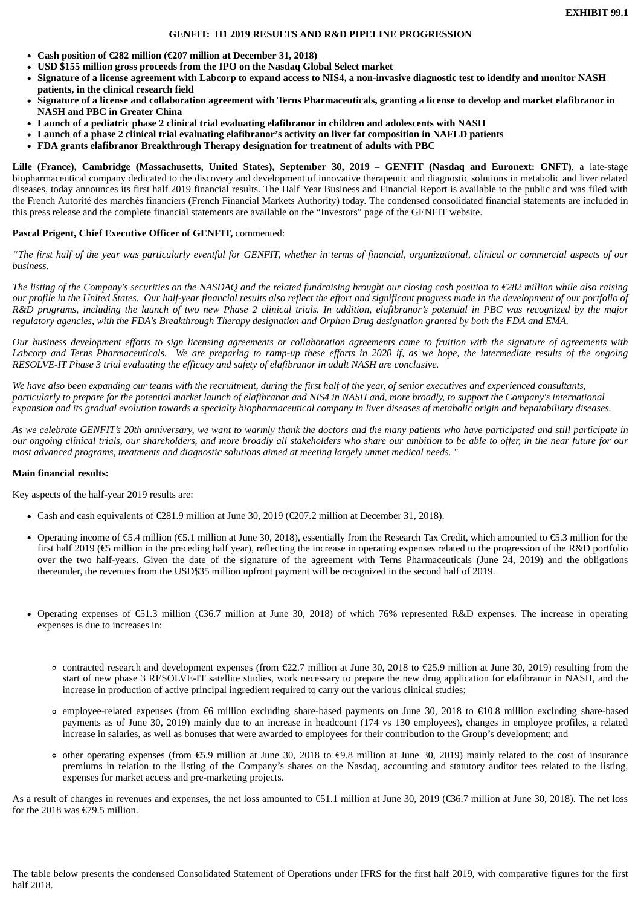**EXHIBIT 99.1**

# GENFIT: H1 2019 RESULTS AND R&D PIPELINE PROGRESSION

- **Cash position of €282 million (€207 million at December 31, 2018)**
- **USD $155 million gross proceeds from the IPO on the Nasdaq Global Select market**
- **Signature of a license agreement with Labcorp to expand access to NIS4, a non-invasive diagnostic test to identify and monitor NASH patients, in the clinical research field**
- **Signature of a license and collaboration agreement with Terns Pharmaceuticals, granting a license to develop and market elafibranor in NASH and PBC in Greater China**
- **Launch of a pediatric phase 2 clinical trial evaluating elafibranor in children and adolescents with NASH**
- **Launch of a phase 2 clinical trial evaluating elafibranor's activity on liver fat composition in NAFLD patients**
- **FDA grants elafibranor Breakthrough Therapy designation for treatment of adults with PBC**

**Lille (France), Cambridge (Massachusetts, United States), September 30, 2019 – GENFIT (Nasdaq and Euronext: GNFT)**, a late-stage biopharmaceutical company dedicated to the discovery and development of innovative therapeutic and diagnostic solutions in metabolic and liver related diseases, today announces its first half 2019 financial results. The Half Year Business and Financial Report is available to the public and was filed with the French Autorité des marchés financiers (French Financial Markets Authority) today. The condensed consolidated financial statements are included in this press release and the complete financial statements are available on the "Investors" page of the GENFIT website.

**Pascal Prigent, Chief Executive Officer of GENFIT,** commented:

*"The first half of the year was particularly eventful for GENFIT, whether in terms of financial, organizational, clinical or commercial aspects of our business.*

*The listing of the Company's securities on the NASDAQ and the related fundraising brought our closing cash position to €282 million while also raising our profile in the United States. Our half-year financial results also reflect the effort and significant progress made in the development of our portfolio of R&D programs, including the launch of two new Phase 2 clinical trials. In addition, elafibranor's potential in PBC was recognized by the major regulatory agencies, with the FDA's Breakthrough Therapy designation and Orphan Drug designation granted by both the FDA and EMA.*

*Our business development efforts to sign licensing agreements or collaboration agreements came to fruition with the signature of agreements with Labcorp and Terns Pharmaceuticals. We are preparing to ramp-up these efforts in 2020 if, as we hope, the intermediate results of the ongoing RESOLVE-IT Phase 3 trial evaluating the efficacy and safety of elafibranor in adult NASH are conclusive.*

*We have also been expanding our teams with the recruitment, during the first half of the year, of senior executives and experienced consultants, particularly to prepare for the potential market launch of elafibranor and NIS4 in NASH and, more broadly, to support the Company's international expansion and its gradual evolution towards a specialty biopharmaceutical company in liver diseases of metabolic origin and hepatobiliary diseases.*

*As we celebrate GENFIT's 20th anniversary, we want to warmly thank the doctors and the many patients who have participated and still participate in our ongoing clinical trials, our shareholders, and more broadly all stakeholders who share our ambition to be able to offer, in the near future for our most advanced programs, treatments and diagnostic solutions aimed at meeting largely unmet medical needs. "*

**Main financial results:**

Key aspects of the half-year 2019 results are:

- Cash and cash equivalents of €281.9 million at June 30, 2019 (€207.2 million at December 31, 2018).
- Operating income of €5.4 million (€5.1 million at June 30, 2018), essentially from the Research Tax Credit, which amounted to €5.3 million for the first half 2019 (€5 million in the preceding half year), reflecting the increase in operating expenses related to the progression of the R&D portfolio over the two half-years. Given the date of the signature of the agreement with Terns Pharmaceuticals (June 24, 2019) and the obligations thereunder, the revenues from the USD$35 million upfront payment will be recognized in the second half of 2019.
- Operating expenses of €51.3 million (€36.7 million at June 30, 2018) of which 76% represented R&D expenses. The increase in operating expenses is due to increases in:
  - contracted research and development expenses (from €22.7 million at June 30, 2018 to €25.9 million at June 30, 2019) resulting from the start of new phase 3 RESOLVE-IT satellite studies, work necessary to prepare the new drug application for elafibranor in NASH, and the increase in production of active principal ingredient required to carry out the various clinical studies;
  - employee-related expenses (from €6 million excluding share-based payments on June 30, 2018 to €10.8 million excluding share-based payments as of June 30, 2019) mainly due to an increase in headcount (174 vs 130 employees), changes in employee profiles, a related increase in salaries, as well as bonuses that were awarded to employees for their contribution to the Group's development; and
  - other operating expenses (from €5.9 million at June 30, 2018 to €9.8 million at June 30, 2019) mainly related to the cost of insurance premiums in relation to the listing of the Company's shares on the Nasdaq, accounting and statutory auditor fees related to the listing, expenses for market access and pre-marketing projects.

As a result of changes in revenues and expenses, the net loss amounted to €51.1 million at June 30, 2019 (€36.7 million at June 30, 2018). The net loss for the 2018 was €79.5 million.

The table below presents the condensed Consolidated Statement of Operations under IFRS for the first half 2019, with comparative figures for the first half 2018.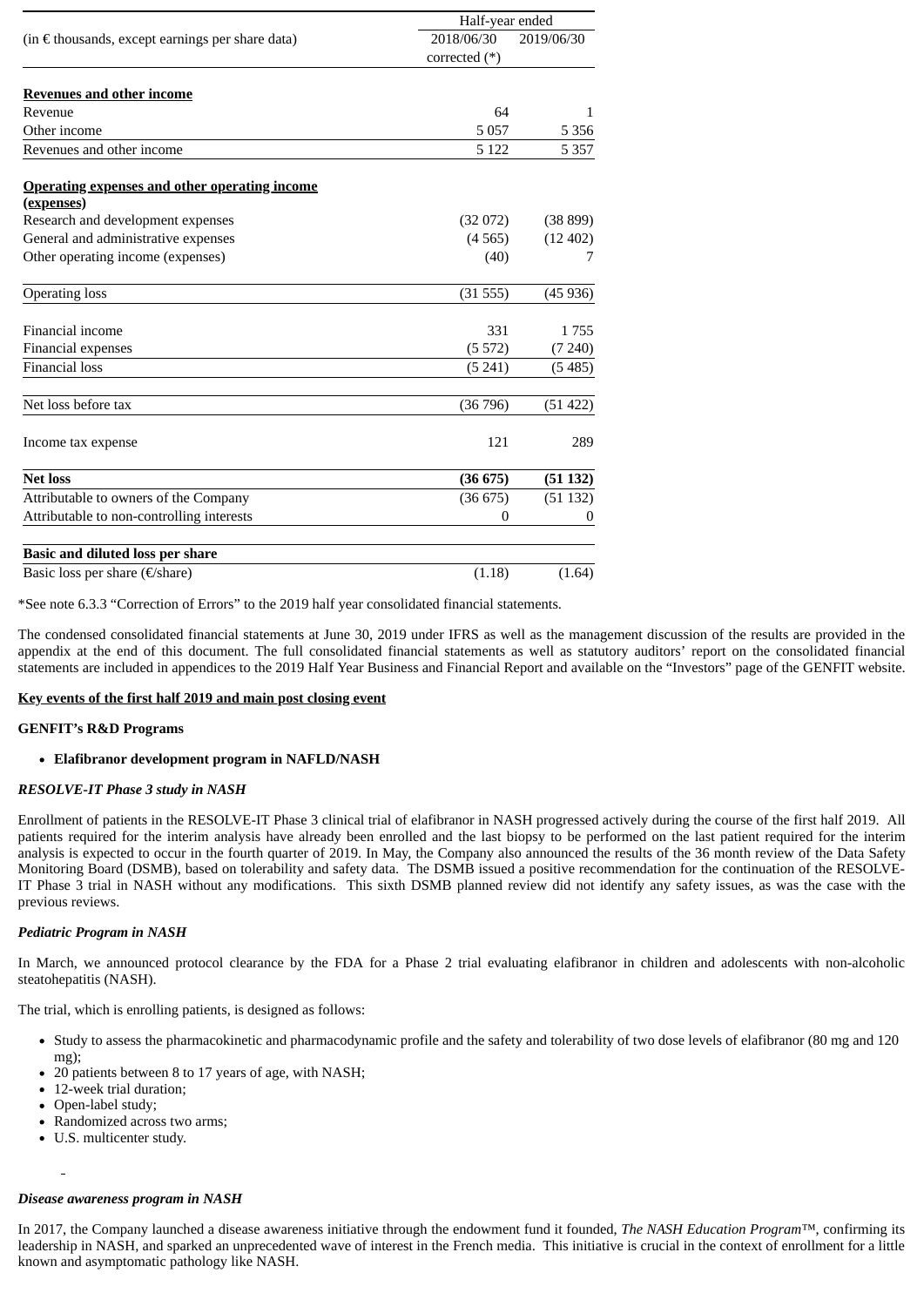| (in € thousands, except earnings per share data) | Half-year ended | |
|---|---|---|
| | 2018/06/30 corrected (*) | 2019/06/30 |
| **Revenues and other income** | | |
| Revenue | 64 | 1 |
| Other income | 5 057 | 5 356 |
| Revenues and other income | 5 122 | 5 357 |
| **Operating expenses and other operating income (expenses)** | | |
| Research and development expenses | (32 072) | (38 899) |
| General and administrative expenses | (4 565) | (12 402) |
| Other operating income (expenses) | (40) | 7 |
| Operating loss | (31 555) | (45 936) |
| Financial income | 331 | 1 755 |
| Financial expenses | (5 572) | (7 240) |
| Financial loss | (5 241) | (5 485) |
| Net loss before tax | (36 796) | (51 422) |
| Income tax expense | 121 | 289 |
| **Net loss** | **(36 675)** | **(51 132)** |
| Attributable to owners of the Company | (36 675) | (51 132) |
| Attributable to non-controlling interests | 0 | 0 |
| **Basic and diluted loss per share** | | |
| Basic loss per share (€/share) | (1.18) | (1.64) |

*See note 6.3.3 "Correction of Errors" to the 2019 half year consolidated financial statements.

The condensed consolidated financial statements at June 30, 2019 under IFRS as well as the management discussion of the results are provided in the appendix at the end of this document. The full consolidated financial statements as well as statutory auditors' report on the consolidated financial statements are included in appendices to the 2019 Half Year Business and Financial Report and available on the "Investors" page of the GENFIT website.

**Key events of the first half 2019 and main post closing event**

**GENFIT's R&D Programs**

- **Elafibranor development program in NAFLD/NASH**

***RESOLVE-IT Phase 3 study in NASH***

Enrollment of patients in the RESOLVE-IT Phase 3 clinical trial of elafibranor in NASH progressed actively during the course of the first half 2019. All patients required for the interim analysis have already been enrolled and the last biopsy to be performed on the last patient required for the interim analysis is expected to occur in the fourth quarter of 2019. In May, the Company also announced the results of the 36 month review of the Data Safety Monitoring Board (DSMB), based on tolerability and safety data. The DSMB issued a positive recommendation for the continuation of the RESOLVE-IT Phase 3 trial in NASH without any modifications. This sixth DSMB planned review did not identify any safety issues, as was the case with the previous reviews.

***Pediatric Program in NASH***

In March, we announced protocol clearance by the FDA for a Phase 2 trial evaluating elafibranor in children and adolescents with non-alcoholic steatohepatitis (NASH).

The trial, which is enrolling patients, is designed as follows:

- Study to assess the pharmacokinetic and pharmacodynamic profile and the safety and tolerability of two dose levels of elafibranor (80 mg and 120 mg);
- 20 patients between 8 to 17 years of age, with NASH;
- 12-week trial duration;
- Open-label study;
- Randomized across two arms;
- U.S. multicenter study.

***Disease awareness program in NASH***

In 2017, the Company launched a disease awareness initiative through the endowment fund it founded, *The NASH Education Program™*, confirming its leadership in NASH, and sparked an unprecedented wave of interest in the French media. This initiative is crucial in the context of enrollment for a little known and asymptomatic pathology like NASH.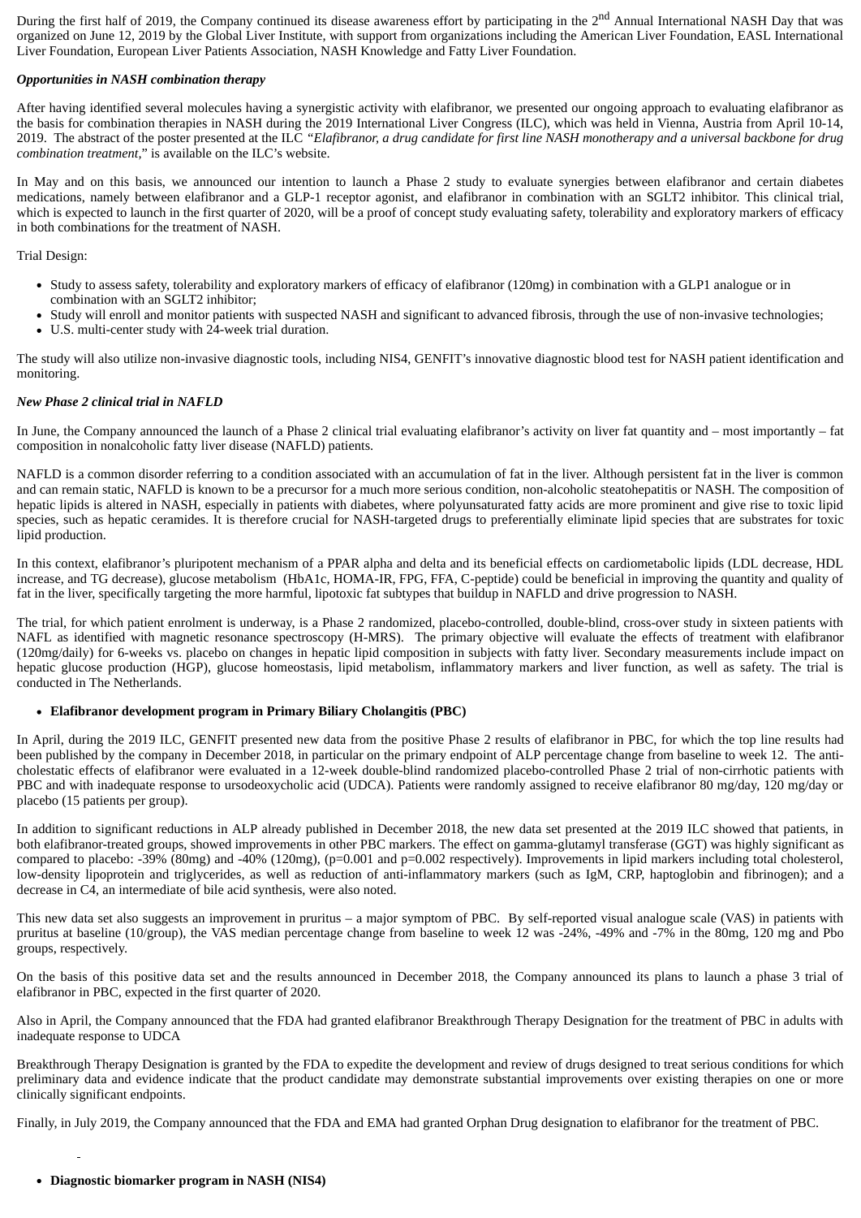During the first half of 2019, the Company continued its disease awareness effort by participating in the 2nd Annual International NASH Day that was organized on June 12, 2019 by the Global Liver Institute, with support from organizations including the American Liver Foundation, EASL International Liver Foundation, European Liver Patients Association, NASH Knowledge and Fatty Liver Foundation.

***Opportunities in NASH combination therapy***

After having identified several molecules having a synergistic activity with elafibranor, we presented our ongoing approach to evaluating elafibranor as the basis for combination therapies in NASH during the 2019 International Liver Congress (ILC), which was held in Vienna, Austria from April 10-14, 2019. The abstract of the poster presented at the ILC *"Elafibranor, a drug candidate for first line NASH monotherapy and a universal backbone for drug combination treatment,"* is available on the ILC's website.

In May and on this basis, we announced our intention to launch a Phase 2 study to evaluate synergies between elafibranor and certain diabetes medications, namely between elafibranor and a GLP-1 receptor agonist, and elafibranor in combination with an SGLT2 inhibitor. This clinical trial, which is expected to launch in the first quarter of 2020, will be a proof of concept study evaluating safety, tolerability and exploratory markers of efficacy in both combinations for the treatment of NASH.

Trial Design:

- Study to assess safety, tolerability and exploratory markers of efficacy of elafibranor (120mg) in combination with a GLP1 analogue or in combination with an SGLT2 inhibitor;
- Study will enroll and monitor patients with suspected NASH and significant to advanced fibrosis, through the use of non-invasive technologies;
- U.S. multi-center study with 24-week trial duration.

The study will also utilize non-invasive diagnostic tools, including NIS4, GENFIT's innovative diagnostic blood test for NASH patient identification and monitoring.

***New Phase 2 clinical trial in NAFLD***

In June, the Company announced the launch of a Phase 2 clinical trial evaluating elafibranor's activity on liver fat quantity and – most importantly – fat composition in nonalcoholic fatty liver disease (NAFLD) patients.

NAFLD is a common disorder referring to a condition associated with an accumulation of fat in the liver. Although persistent fat in the liver is common and can remain static, NAFLD is known to be a precursor for a much more serious condition, non-alcoholic steatohepatitis or NASH. The composition of hepatic lipids is altered in NASH, especially in patients with diabetes, where polyunsaturated fatty acids are more prominent and give rise to toxic lipid species, such as hepatic ceramides. It is therefore crucial for NASH-targeted drugs to preferentially eliminate lipid species that are substrates for toxic lipid production.

In this context, elafibranor's pluripotent mechanism of a PPAR alpha and delta and its beneficial effects on cardiometabolic lipids (LDL decrease, HDL increase, and TG decrease), glucose metabolism (HbA1c, HOMA-IR, FPG, FFA, C-peptide) could be beneficial in improving the quantity and quality of fat in the liver, specifically targeting the more harmful, lipotoxic fat subtypes that buildup in NAFLD and drive progression to NASH.

The trial, for which patient enrolment is underway, is a Phase 2 randomized, placebo-controlled, double-blind, cross-over study in sixteen patients with NAFL as identified with magnetic resonance spectroscopy (H-MRS). The primary objective will evaluate the effects of treatment with elafibranor (120mg/daily) for 6-weeks vs. placebo on changes in hepatic lipid composition in subjects with fatty liver. Secondary measurements include impact on hepatic glucose production (HGP), glucose homeostasis, lipid metabolism, inflammatory markers and liver function, as well as safety. The trial is conducted in The Netherlands.

- **Elafibranor development program in Primary Biliary Cholangitis (PBC)**

In April, during the 2019 ILC, GENFIT presented new data from the positive Phase 2 results of elafibranor in PBC, for which the top line results had been published by the company in December 2018, in particular on the primary endpoint of ALP percentage change from baseline to week 12. The anti-cholestatic effects of elafibranor were evaluated in a 12-week double-blind randomized placebo-controlled Phase 2 trial of non-cirrhotic patients with PBC and with inadequate response to ursodeoxycholic acid (UDCA). Patients were randomly assigned to receive elafibranor 80 mg/day, 120 mg/day or placebo (15 patients per group).

In addition to significant reductions in ALP already published in December 2018, the new data set presented at the 2019 ILC showed that patients, in both elafibranor-treated groups, showed improvements in other PBC markers. The effect on gamma-glutamyl transferase (GGT) was highly significant as compared to placebo: -39% (80mg) and -40% (120mg), ($p=0.001$ and $p=0.002$ respectively). Improvements in lipid markers including total cholesterol, low-density lipoprotein and triglycerides, as well as reduction of anti-inflammatory markers (such as IgM, CRP, haptoglobin and fibrinogen); and a decrease in C4, an intermediate of bile acid synthesis, were also noted.

This new data set also suggests an improvement in pruritus – a major symptom of PBC. By self-reported visual analogue scale (VAS) in patients with pruritus at baseline (10/group), the VAS median percentage change from baseline to week 12 was -24%, -49% and -7% in the 80mg, 120 mg and Pbo groups, respectively.

On the basis of this positive data set and the results announced in December 2018, the Company announced its plans to launch a phase 3 trial of elafibranor in PBC, expected in the first quarter of 2020.

Also in April, the Company announced that the FDA had granted elafibranor Breakthrough Therapy Designation for the treatment of PBC in adults with inadequate response to UDCA

Breakthrough Therapy Designation is granted by the FDA to expedite the development and review of drugs designed to treat serious conditions for which preliminary data and evidence indicate that the product candidate may demonstrate substantial improvements over existing therapies on one or more clinically significant endpoints.

Finally, in July 2019, the Company announced that the FDA and EMA had granted Orphan Drug designation to elafibranor for the treatment of PBC.

- **Diagnostic biomarker program in NASH (NIS4)**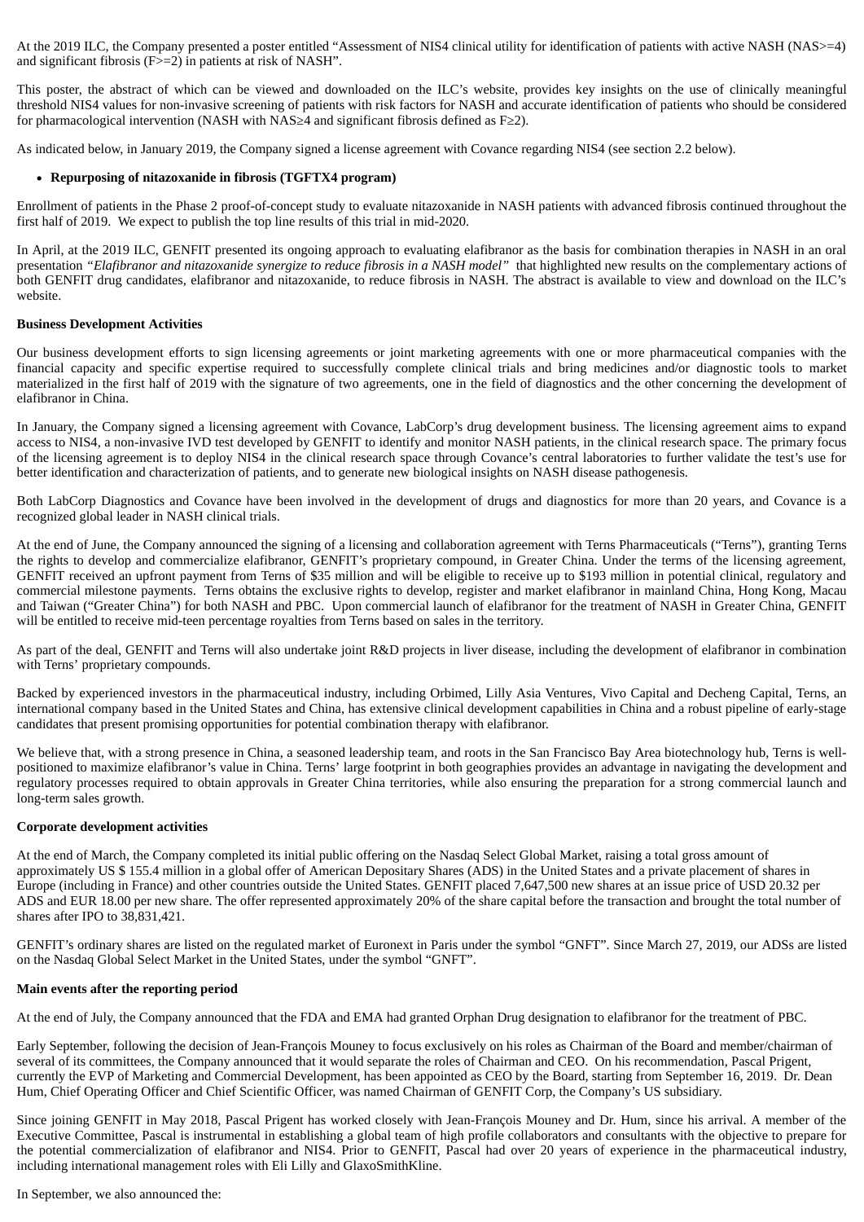At the 2019 ILC, the Company presented a poster entitled "Assessment of NIS4 clinical utility for identification of patients with active NASH (NAS>=4) and significant fibrosis (F>=2) in patients at risk of NASH".

This poster, the abstract of which can be viewed and downloaded on the ILC's website, provides key insights on the use of clinically meaningful threshold NIS4 values for non-invasive screening of patients with risk factors for NASH and accurate identification of patients who should be considered for pharmacological intervention (NASH with NAS≥4 and significant fibrosis defined as F≥2).

As indicated below, in January 2019, the Company signed a license agreement with Covance regarding NIS4 (see section 2.2 below).

- **Repurposing of nitazoxanide in fibrosis (TGFTX4 program)**

Enrollment of patients in the Phase 2 proof-of-concept study to evaluate nitazoxanide in NASH patients with advanced fibrosis continued throughout the first half of 2019. We expect to publish the top line results of this trial in mid-2020.

In April, at the 2019 ILC, GENFIT presented its ongoing approach to evaluating elafibranor as the basis for combination therapies in NASH in an oral presentation *"Elafibranor and nitazoxanide synergize to reduce fibrosis in a NASH model"* that highlighted new results on the complementary actions of both GENFIT drug candidates, elafibranor and nitazoxanide, to reduce fibrosis in NASH. The abstract is available to view and download on the ILC's website.

**Business Development Activities**

Our business development efforts to sign licensing agreements or joint marketing agreements with one or more pharmaceutical companies with the financial capacity and specific expertise required to successfully complete clinical trials and bring medicines and/or diagnostic tools to market materialized in the first half of 2019 with the signature of two agreements, one in the field of diagnostics and the other concerning the development of elafibranor in China.

In January, the Company signed a licensing agreement with Covance, LabCorp's drug development business. The licensing agreement aims to expand access to NIS4, a non-invasive IVD test developed by GENFIT to identify and monitor NASH patients, in the clinical research space. The primary focus of the licensing agreement is to deploy NIS4 in the clinical research space through Covance's central laboratories to further validate the test's use for better identification and characterization of patients, and to generate new biological insights on NASH disease pathogenesis.

Both LabCorp Diagnostics and Covance have been involved in the development of drugs and diagnostics for more than 20 years, and Covance is a recognized global leader in NASH clinical trials.

At the end of June, the Company announced the signing of a licensing and collaboration agreement with Terns Pharmaceuticals ("Terns"), granting Terns the rights to develop and commercialize elafibranor, GENFIT's proprietary compound, in Greater China. Under the terms of the licensing agreement, GENFIT received an upfront payment from Terns of $35 million and will be eligible to receive up to $193 million in potential clinical, regulatory and commercial milestone payments. Terns obtains the exclusive rights to develop, register and market elafibranor in mainland China, Hong Kong, Macau and Taiwan ("Greater China") for both NASH and PBC. Upon commercial launch of elafibranor for the treatment of NASH in Greater China, GENFIT will be entitled to receive mid-teen percentage royalties from Terns based on sales in the territory.

As part of the deal, GENFIT and Terns will also undertake joint R&D projects in liver disease, including the development of elafibranor in combination with Terns' proprietary compounds.

Backed by experienced investors in the pharmaceutical industry, including Orbimed, Lilly Asia Ventures, Vivo Capital and Decheng Capital, Terns, an international company based in the United States and China, has extensive clinical development capabilities in China and a robust pipeline of early-stage candidates that present promising opportunities for potential combination therapy with elafibranor.

We believe that, with a strong presence in China, a seasoned leadership team, and roots in the San Francisco Bay Area biotechnology hub, Terns is well-positioned to maximize elafibranor's value in China. Terns' large footprint in both geographies provides an advantage in navigating the development and regulatory processes required to obtain approvals in Greater China territories, while also ensuring the preparation for a strong commercial launch and long-term sales growth.

**Corporate development activities**

At the end of March, the Company completed its initial public offering on the Nasdaq Select Global Market, raising a total gross amount of approximately US $ 155.4 million in a global offer of American Depositary Shares (ADS) in the United States and a private placement of shares in Europe (including in France) and other countries outside the United States. GENFIT placed 7,647,500 new shares at an issue price of USD 20.32 per ADS and EUR 18.00 per new share. The offer represented approximately 20% of the share capital before the transaction and brought the total number of shares after IPO to 38,831,421.

GENFIT's ordinary shares are listed on the regulated market of Euronext in Paris under the symbol "GNFT". Since March 27, 2019, our ADSs are listed on the Nasdaq Global Select Market in the United States, under the symbol "GNFT".

**Main events after the reporting period**

At the end of July, the Company announced that the FDA and EMA had granted Orphan Drug designation to elafibranor for the treatment of PBC.

Early September, following the decision of Jean-François Mouney to focus exclusively on his roles as Chairman of the Board and member/chairman of several of its committees, the Company announced that it would separate the roles of Chairman and CEO. On his recommendation, Pascal Prigent, currently the EVP of Marketing and Commercial Development, has been appointed as CEO by the Board, starting from September 16, 2019. Dr. Dean Hum, Chief Operating Officer and Chief Scientific Officer, was named Chairman of GENFIT Corp, the Company's US subsidiary.

Since joining GENFIT in May 2018, Pascal Prigent has worked closely with Jean-François Mouney and Dr. Hum, since his arrival. A member of the Executive Committee, Pascal is instrumental in establishing a global team of high profile collaborators and consultants with the objective to prepare for the potential commercialization of elafibranor and NIS4. Prior to GENFIT, Pascal had over 20 years of experience in the pharmaceutical industry, including international management roles with Eli Lilly and GlaxoSmithKline.

In September, we also announced the: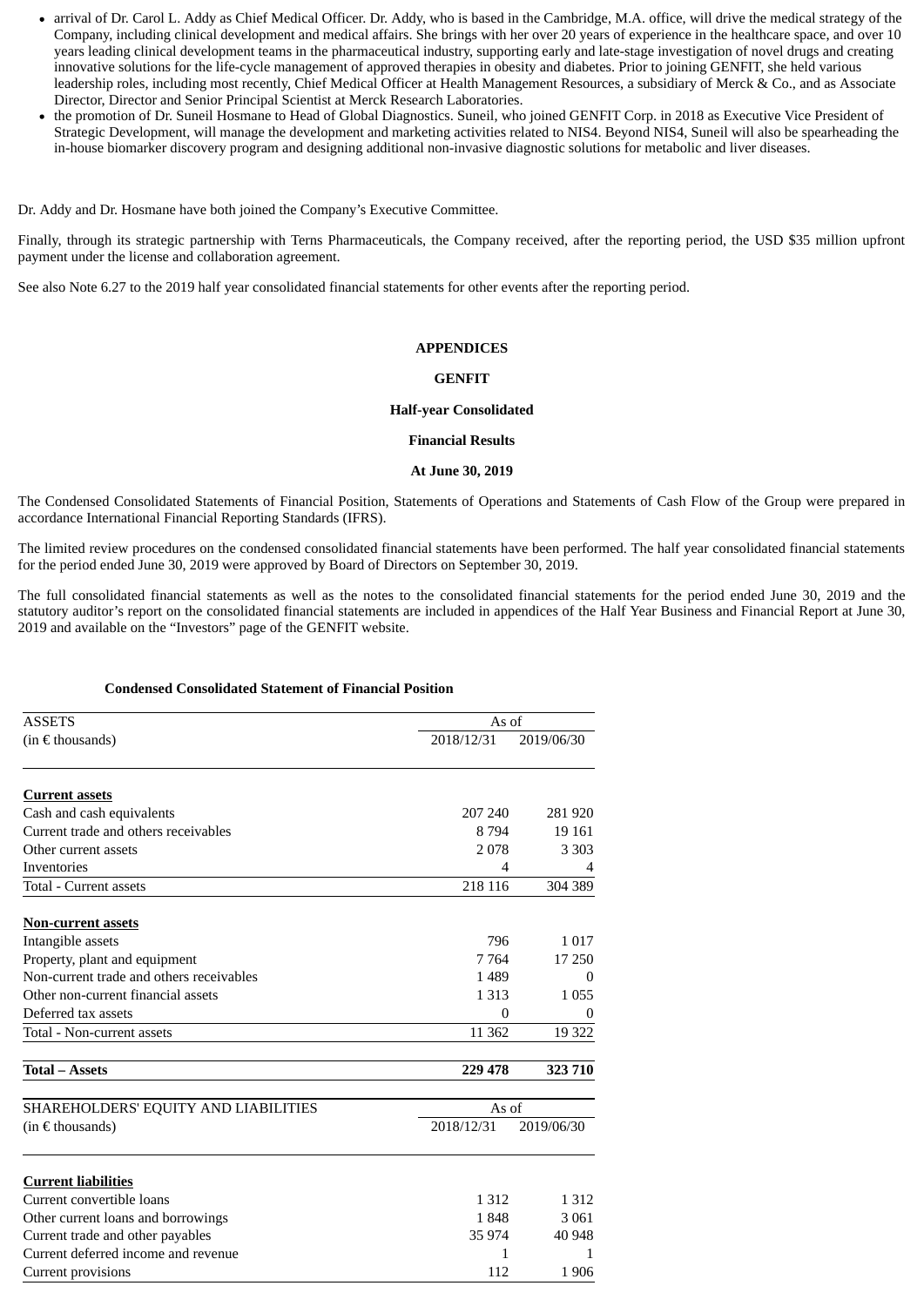- arrival of Dr. Carol L. Addy as Chief Medical Officer. Dr. Addy, who is based in the Cambridge, M.A. office, will drive the medical strategy of the Company, including clinical development and medical affairs. She brings with her over 20 years of experience in the healthcare space, and over 10 years leading clinical development teams in the pharmaceutical industry, supporting early and late-stage investigation of novel drugs and creating innovative solutions for the life-cycle management of approved therapies in obesity and diabetes. Prior to joining GENFIT, she held various leadership roles, including most recently, Chief Medical Officer at Health Management Resources, a subsidiary of Merck & Co., and as Associate Director, Director and Senior Principal Scientist at Merck Research Laboratories.
- the promotion of Dr. Suneil Hosmane to Head of Global Diagnostics. Suneil, who joined GENFIT Corp. in 2018 as Executive Vice President of Strategic Development, will manage the development and marketing activities related to NIS4. Beyond NIS4, Suneil will also be spearheading the in-house biomarker discovery program and designing additional non-invasive diagnostic solutions for metabolic and liver diseases.

Dr. Addy and Dr. Hosmane have both joined the Company's Executive Committee.

Finally, through its strategic partnership with Terns Pharmaceuticals, the Company received, after the reporting period, the USD $35 million upfront payment under the license and collaboration agreement.

See also Note 6.27 to the 2019 half year consolidated financial statements for other events after the reporting period.

**APPENDICES**

**GENFIT**

**Half-year Consolidated**

**Financial Results**

**At June 30, 2019**

The Condensed Consolidated Statements of Financial Position, Statements of Operations and Statements of Cash Flow of the Group were prepared in accordance International Financial Reporting Standards (IFRS).

The limited review procedures on the condensed consolidated financial statements have been performed. The half year consolidated financial statements for the period ended June 30, 2019 were approved by Board of Directors on September 30, 2019.

The full consolidated financial statements as well as the notes to the consolidated financial statements for the period ended June 30, 2019 and the statutory auditor's report on the consolidated financial statements are included in appendices of the Half Year Business and Financial Report at June 30, 2019 and available on the "Investors" page of the GENFIT website.

**Condensed Consolidated Statement of Financial Position**

| ASSETS | As of | |
|---|---|---|
| (in € thousands) | 2018/12/31 | 2019/06/30 |
| **Current assets** | | |
| Cash and cash equivalents | 207 240 | 281 920 |
| Current trade and others receivables | 8 794 | 19 161 |
| Other current assets | 2 078 | 3 303 |
| Inventories | 4 | 4 |
| Total - Current assets | 218 116 | 304 389 |
| **Non-current assets** | | |
| Intangible assets | 796 | 1 017 |
| Property, plant and equipment | 7 764 | 17 250 |
| Non-current trade and others receivables | 1 489 | 0 |
| Other non-current financial assets | 1 313 | 1 055 |
| Deferred tax assets | 0 | 0 |
| Total - Non-current assets | 11 362 | 19 322 |
| **Total – Assets** | **229 478** | **323 710** |

| SHAREHOLDERS' EQUITY AND LIABILITIES | As of | |
|---|---|---|
| (in € thousands) | 2018/12/31 | 2019/06/30 |
| **Current liabilities** | | |
| Current convertible loans | 1 312 | 1 312 |
| Other current loans and borrowings | 1 848 | 3 061 |
| Current trade and other payables | 35 974 | 40 948 |
| Current deferred income and revenue | 1 | 1 |
| Current provisions | 112 | 1 906 |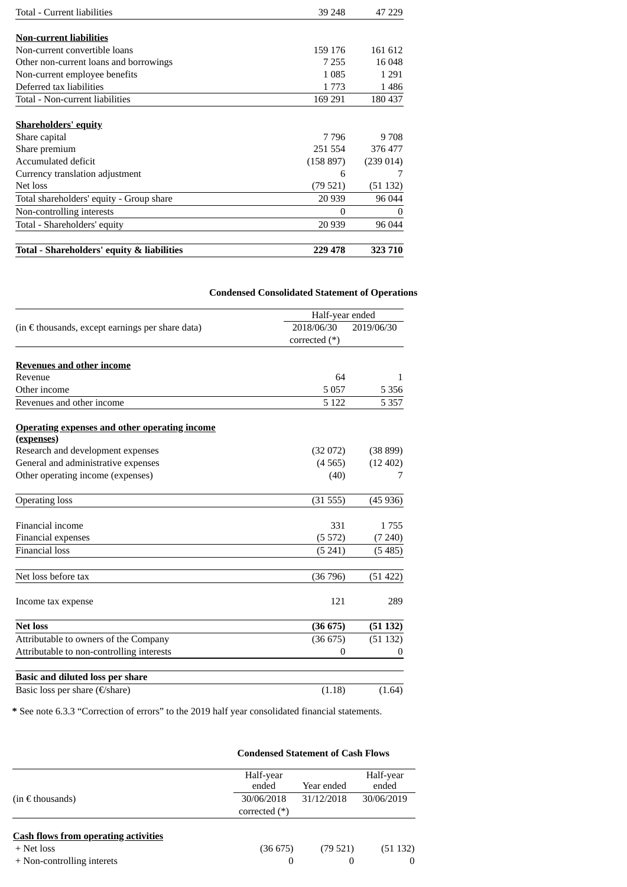| | | |
|---|---|---|
| Total - Current liabilities | 39 248 | 47 229 |
| **Non-current liabilities** | | |
| Non-current convertible loans | 159 176 | 161 612 |
| Other non-current loans and borrowings | 7 255 | 16 048 |
| Non-current employee benefits | 1 085 | 1 291 |
| Deferred tax liabilities | 1 773 | 1 486 |
| Total - Non-current liabilities | 169 291 | 180 437 |
| **Shareholders' equity** | | |
| Share capital | 7 796 | 9 708 |
| Share premium | 251 554 | 376 477 |
| Accumulated deficit | (158 897) | (239 014) |
| Currency translation adjustment | 6 | 7 |
| Net loss | (79 521) | (51 132) |
| Total shareholders' equity - Group share | 20 939 | 96 044 |
| Non-controlling interests | 0 | 0 |
| Total - Shareholders' equity | 20 939 | 96 044 |
| **Total - Shareholders' equity & liabilities** | **229 478** | **323 710** |

**Condensed Consolidated Statement of Operations**

| | Half-year ended | |
|---|---|---|
| (in € thousands, except earnings per share data) | 2018/06/30 corrected (*) | 2019/06/30 |
| **Revenues and other income** | | |
| Revenue | 64 | 1 |
| Other income | 5 057 | 5 356 |
| Revenues and other income | 5 122 | 5 357 |
| **Operating expenses and other operating income (expenses)** | | |
| Research and development expenses | (32 072) | (38 899) |
| General and administrative expenses | (4 565) | (12 402) |
| Other operating income (expenses) | (40) | 7 |
| Operating loss | (31 555) | (45 936) |
| Financial income | 331 | 1 755 |
| Financial expenses | (5 572) | (7 240) |
| Financial loss | (5 241) | (5 485) |
| Net loss before tax | (36 796) | (51 422) |
| Income tax expense | 121 | 289 |
| **Net loss** | **(36 675)** | **(51 132)** |
| Attributable to owners of the Company | (36 675) | (51 132) |
| Attributable to non-controlling interests | 0 | 0 |
| **Basic and diluted loss per share** | | |
| Basic loss per share (€/share) | (1.18) | (1.64) |

**\*** See note 6.3.3 "Correction of errors" to the 2019 half year consolidated financial statements.

**Condensed Statement of Cash Flows**

| (in € thousands) | Half-year ended 30/06/2018 corrected (*) | Year ended 31/12/2018 | Half-year ended 30/06/2019 |
|---|---|---|---|
| **Cash flows from operating activities** | | | |
| + Net loss | (36 675) | (79 521) | (51 132) |
| + Non-controlling interets | 0 | 0 | 0 |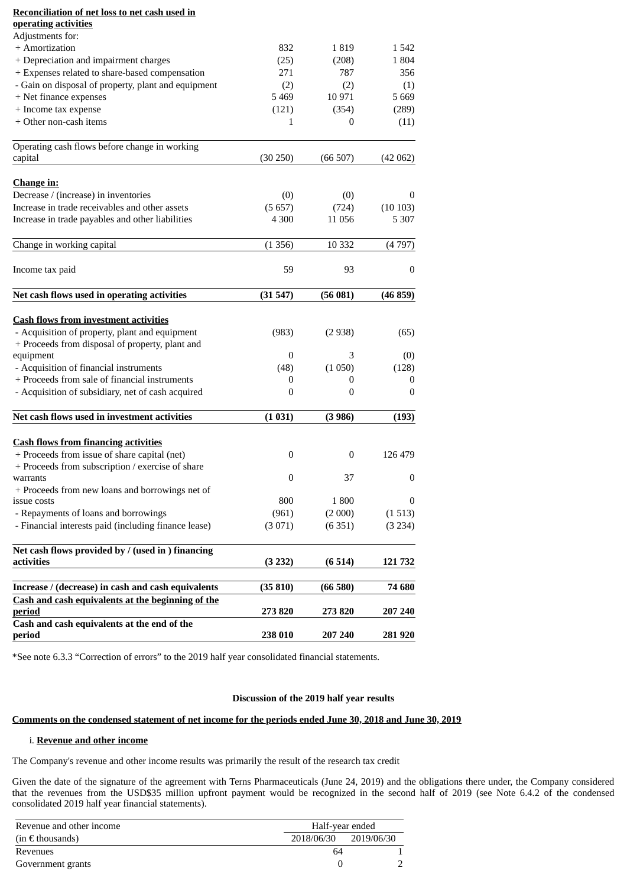| **Reconciliation of net loss to net cash used in operating activities** | | | |
|---|---|---|---|
| Adjustments for: | | | |
| + Amortization | 832 | 1 819 | 1 542 |
| + Depreciation and impairment charges | (25) | (208) | 1 804 |
| + Expenses related to share-based compensation | 271 | 787 | 356 |
| - Gain on disposal of property, plant and equipment | (2) | (2) | (1) |
| + Net finance expenses | 5 469 | 10 971 | 5 669 |
| + Income tax expense | (121) | (354) | (289) |
| + Other non-cash items | 1 | 0 | (11) |
| Operating cash flows before change in working capital | (30 250) | (66 507) | (42 062) |
| **Change in:** | | | |
| Decrease / (increase) in inventories | (0) | (0) | 0 |
| Increase in trade receivables and other assets | (5 657) | (724) | (10 103) |
| Increase in trade payables and other liabilities | 4 300 | 11 056 | 5 307 |
| Change in working capital | (1 356) | 10 332 | (4 797) |
| Income tax paid | 59 | 93 | 0 |
| **Net cash flows used in operating activities** | **(31 547)** | **(56 081)** | **(46 859)** |
| **Cash flows from investment activities** | | | |
| - Acquisition of property, plant and equipment | (983) | (2 938) | (65) |
| + Proceeds from disposal of property, plant and equipment | 0 | 3 | (0) |
| - Acquisition of financial instruments | (48) | (1 050) | (128) |
| + Proceeds from sale of financial instruments | 0 | 0 | 0 |
| - Acquisition of subsidiary, net of cash acquired | 0 | 0 | 0 |
| **Net cash flows used in investment activities** | **(1 031)** | **(3 986)** | **(193)** |
| **Cash flows from financing activities** | | | |
| + Proceeds from issue of share capital (net) | 0 | 0 | 126 479 |
| + Proceeds from subscription / exercise of share warrants | 0 | 37 | 0 |
| + Proceeds from new loans and borrowings net of issue costs | 800 | 1 800 | 0 |
| - Repayments of loans and borrowings | (961) | (2 000) | (1 513) |
| - Financial interests paid (including finance lease) | (3 071) | (6 351) | (3 234) |
| **Net cash flows provided by / (used in ) financing activities** | **(3 232)** | **(6 514)** | **121 732** |
| **Increase / (decrease) in cash and cash equivalents** | **(35 810)** | **(66 580)** | **74 680** |
| **Cash and cash equivalents at the beginning of the period** | **273 820** | **273 820** | **207 240** |
| **Cash and cash equivalents at the end of the period** | **238 010** | **207 240** | **281 920** |

*See note 6.3.3 "Correction of errors" to the 2019 half year consolidated financial statements.

### Discussion of the 2019 half year results

**Comments on the condensed statement of net income for the periods ended June 30, 2018 and June 30, 2019**

i. **Revenue and other income**

The Company's revenue and other income results was primarily the result of the research tax credit

Given the date of the signature of the agreement with Terns Pharmaceuticals (June 24, 2019) and the obligations there under, the Company considered that the revenues from the USD$35 million upfront payment would be recognized in the second half of 2019 (see Note 6.4.2 of the condensed consolidated 2019 half year financial statements).

| Revenue and other income | Half-year ended | |
|---|---|---|
| (in € thousands) | 2018/06/30 | 2019/06/30 |
| Revenues | 64 | 1 |
| Government grants | 0 | 2 |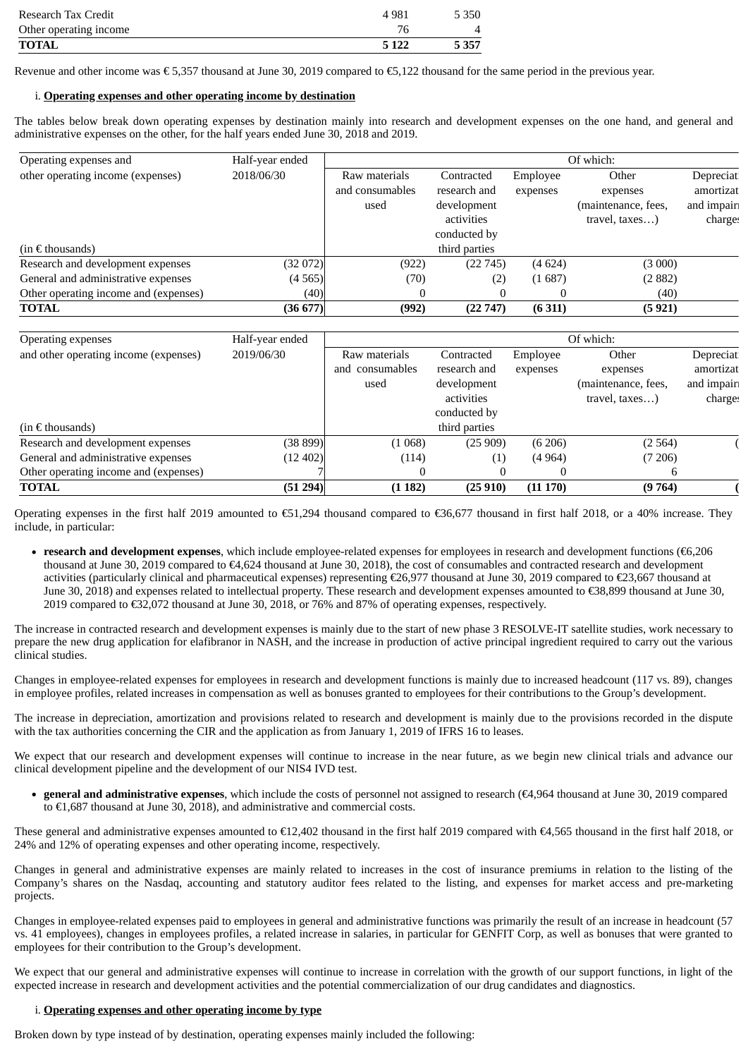| | | |
|---|---|---|
| Research Tax Credit | 4 981 | 5 350 |
| Other operating income | 76 | 4 |
| **TOTAL** | **5 122** | **5 357** |

Revenue and other income was € 5,357 thousand at June 30, 2019 compared to €5,122 thousand for the same period in the previous year.

i. **Operating expenses and other operating income by destination**

The tables below break down operating expenses by destination mainly into research and development expenses on the one hand, and general and administrative expenses on the other, for the half years ended June 30, 2018 and 2019.

| Operating expenses and other operating income (expenses) (in € thousands) | Half-year ended 2018/06/30 | Of which: | | | | |
|---|---|---|---|---|---|---|
| | | Raw materials and consumables used | Contracted research and development activities conducted by third parties | Employee expenses | Other expenses (maintenance, fees, travel, taxes…) | Depreciat amortizat and impair charges |
| Research and development expenses | (32 072) | (922) | (22 745) | (4 624) | (3 000) | |
| General and administrative expenses | (4 565) | (70) | (2) | (1 687) | (2 882) | |
| Other operating income and (expenses) | (40) | 0 | 0 | 0 | (40) | |
| **TOTAL** | **(36 677)** | **(992)** | **(22 747)** | **(6 311)** | **(5 921)** | |

| Operating expenses and other operating income (expenses) (in € thousands) | Half-year ended 2019/06/30 | Of which: | | | | |
|---|---|---|---|---|---|---|
| | | Raw materials and consumables used | Contracted research and development activities conducted by third parties | Employee expenses | Other expenses (maintenance, fees, travel, taxes…) | Depreciat amortizat and impair charges |
| Research and development expenses | (38 899) | (1 068) | (25 909) | (6 206) | (2 564) | ( |
| General and administrative expenses | (12 402) | (114) | (1) | (4 964) | (7 206) | |
| Other operating income and (expenses) | 7 | 0 | 0 | 0 | 6 | |
| **TOTAL** | **(51 294)** | **(1 182)** | **(25 910)** | **(11 170)** | **(9 764)** | **(** |

Operating expenses in the first half 2019 amounted to €51,294 thousand compared to €36,677 thousand in first half 2018, or a 40% increase. They include, in particular:

- **research and development expenses**, which include employee-related expenses for employees in research and development functions (€6,206 thousand at June 30, 2019 compared to €4,624 thousand at June 30, 2018), the cost of consumables and contracted research and development activities (particularly clinical and pharmaceutical expenses) representing €26,977 thousand at June 30, 2019 compared to €23,667 thousand at June 30, 2018) and expenses related to intellectual property. These research and development expenses amounted to €38,899 thousand at June 30, 2019 compared to €32,072 thousand at June 30, 2018, or 76% and 87% of operating expenses, respectively.

The increase in contracted research and development expenses is mainly due to the start of new phase 3 RESOLVE-IT satellite studies, work necessary to prepare the new drug application for elafibranor in NASH, and the increase in production of active principal ingredient required to carry out the various clinical studies.

Changes in employee-related expenses for employees in research and development functions is mainly due to increased headcount (117 vs. 89), changes in employee profiles, related increases in compensation as well as bonuses granted to employees for their contributions to the Group's development.

The increase in depreciation, amortization and provisions related to research and development is mainly due to the provisions recorded in the dispute with the tax authorities concerning the CIR and the application as from January 1, 2019 of IFRS 16 to leases.

We expect that our research and development expenses will continue to increase in the near future, as we begin new clinical trials and advance our clinical development pipeline and the development of our NIS4 IVD test.

- **general and administrative expenses**, which include the costs of personnel not assigned to research (€4,964 thousand at June 30, 2019 compared to €1,687 thousand at June 30, 2018), and administrative and commercial costs.

These general and administrative expenses amounted to €12,402 thousand in the first half 2019 compared with €4,565 thousand in the first half 2018, or 24% and 12% of operating expenses and other operating income, respectively.

Changes in general and administrative expenses are mainly related to increases in the cost of insurance premiums in relation to the listing of the Company's shares on the Nasdaq, accounting and statutory auditor fees related to the listing, and expenses for market access and pre-marketing projects.

Changes in employee-related expenses paid to employees in general and administrative functions was primarily the result of an increase in headcount (57 vs. 41 employees), changes in employees profiles, a related increase in salaries, in particular for GENFIT Corp, as well as bonuses that were granted to employees for their contribution to the Group's development.

We expect that our general and administrative expenses will continue to increase in correlation with the growth of our support functions, in light of the expected increase in research and development activities and the potential commercialization of our drug candidates and diagnostics.

i. **Operating expenses and other operating income by type**

Broken down by type instead of by destination, operating expenses mainly included the following: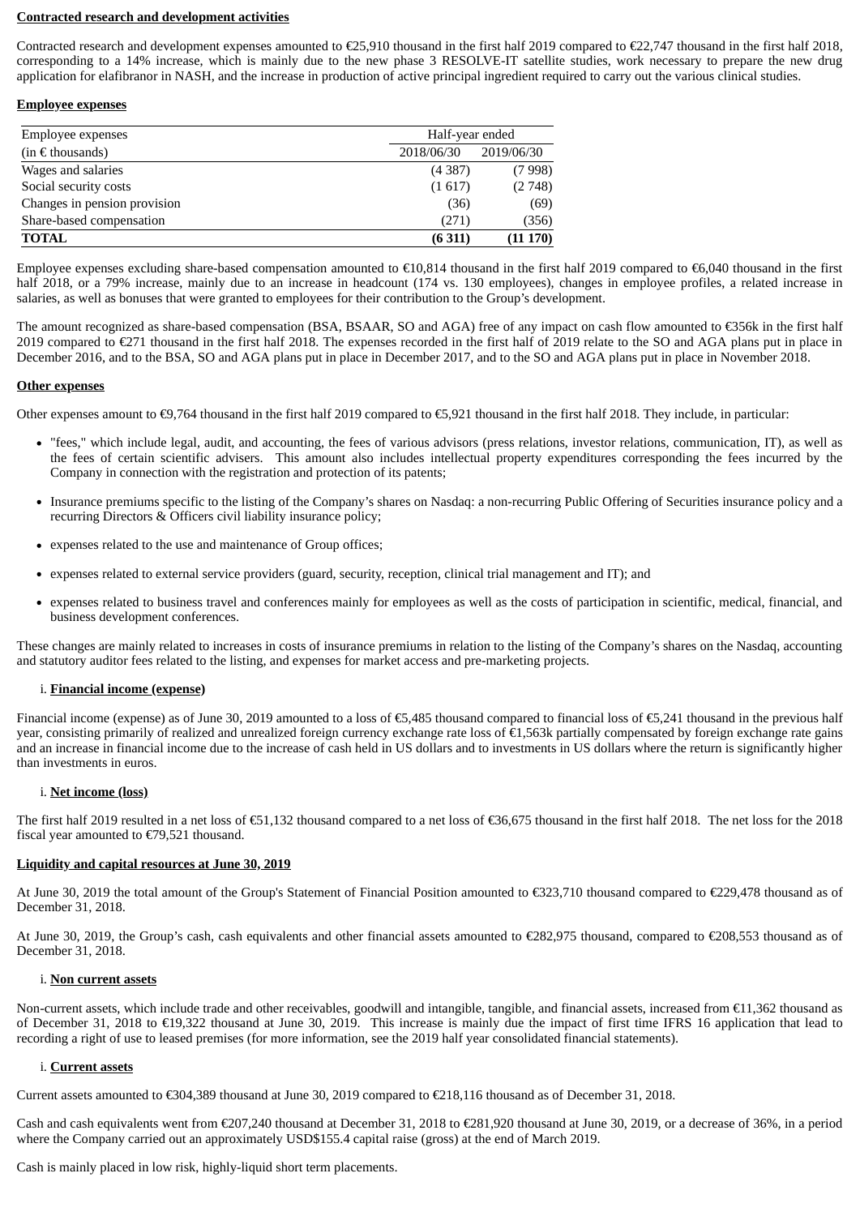**Contracted research and development activities**

Contracted research and development expenses amounted to €25,910 thousand in the first half 2019 compared to €22,747 thousand in the first half 2018, corresponding to a 14% increase, which is mainly due to the new phase 3 RESOLVE-IT satellite studies, work necessary to prepare the new drug application for elafibranor in NASH, and the increase in production of active principal ingredient required to carry out the various clinical studies.

**Employee expenses**

| Employee expenses | Half-year ended | |
|---|---|---|
| (in € thousands) | 2018/06/30 | 2019/06/30 |
| Wages and salaries | (4 387) | (7 998) |
| Social security costs | (1 617) | (2 748) |
| Changes in pension provision | (36) | (69) |
| Share-based compensation | (271) | (356) |
| **TOTAL** | **(6 311)** | **(11 170)** |

Employee expenses excluding share-based compensation amounted to €10,814 thousand in the first half 2019 compared to €6,040 thousand in the first half 2018, or a 79% increase, mainly due to an increase in headcount (174 vs. 130 employees), changes in employee profiles, a related increase in salaries, as well as bonuses that were granted to employees for their contribution to the Group's development.

The amount recognized as share-based compensation (BSA, BSAAR, SO and AGA) free of any impact on cash flow amounted to €356k in the first half 2019 compared to €271 thousand in the first half 2018. The expenses recorded in the first half of 2019 relate to the SO and AGA plans put in place in December 2016, and to the BSA, SO and AGA plans put in place in December 2017, and to the SO and AGA plans put in place in November 2018.

**Other expenses**

Other expenses amount to €9,764 thousand in the first half 2019 compared to €5,921 thousand in the first half 2018. They include, in particular:

- "fees," which include legal, audit, and accounting, the fees of various advisors (press relations, investor relations, communication, IT), as well as the fees of certain scientific advisers. This amount also includes intellectual property expenditures corresponding the fees incurred by the Company in connection with the registration and protection of its patents;
- Insurance premiums specific to the listing of the Company's shares on Nasdaq: a non-recurring Public Offering of Securities insurance policy and a recurring Directors & Officers civil liability insurance policy;
- expenses related to the use and maintenance of Group offices;
- expenses related to external service providers (guard, security, reception, clinical trial management and IT); and
- expenses related to business travel and conferences mainly for employees as well as the costs of participation in scientific, medical, financial, and business development conferences.

These changes are mainly related to increases in costs of insurance premiums in relation to the listing of the Company's shares on the Nasdaq, accounting and statutory auditor fees related to the listing, and expenses for market access and pre-marketing projects.

i. **Financial income (expense)**

Financial income (expense) as of June 30, 2019 amounted to a loss of €5,485 thousand compared to financial loss of €5,241 thousand in the previous half year, consisting primarily of realized and unrealized foreign currency exchange rate loss of €1,563k partially compensated by foreign exchange rate gains and an increase in financial income due to the increase of cash held in US dollars and to investments in US dollars where the return is significantly higher than investments in euros.

i. **Net income (loss)**

The first half 2019 resulted in a net loss of €51,132 thousand compared to a net loss of €36,675 thousand in the first half 2018. The net loss for the 2018 fiscal year amounted to €79,521 thousand.

**Liquidity and capital resources at June 30, 2019**

At June 30, 2019 the total amount of the Group's Statement of Financial Position amounted to €323,710 thousand compared to €229,478 thousand as of December 31, 2018.

At June 30, 2019, the Group's cash, cash equivalents and other financial assets amounted to €282,975 thousand, compared to €208,553 thousand as of December 31, 2018.

i. **Non current assets**

Non-current assets, which include trade and other receivables, goodwill and intangible, tangible, and financial assets, increased from €11,362 thousand as of December 31, 2018 to €19,322 thousand at June 30, 2019. This increase is mainly due the impact of first time IFRS 16 application that lead to recording a right of use to leased premises (for more information, see the 2019 half year consolidated financial statements).

i. **Current assets**

Current assets amounted to €304,389 thousand at June 30, 2019 compared to €218,116 thousand as of December 31, 2018.

Cash and cash equivalents went from €207,240 thousand at December 31, 2018 to €281,920 thousand at June 30, 2019, or a decrease of 36%, in a period where the Company carried out an approximately USD$155.4 capital raise (gross) at the end of March 2019.

Cash is mainly placed in low risk, highly-liquid short term placements.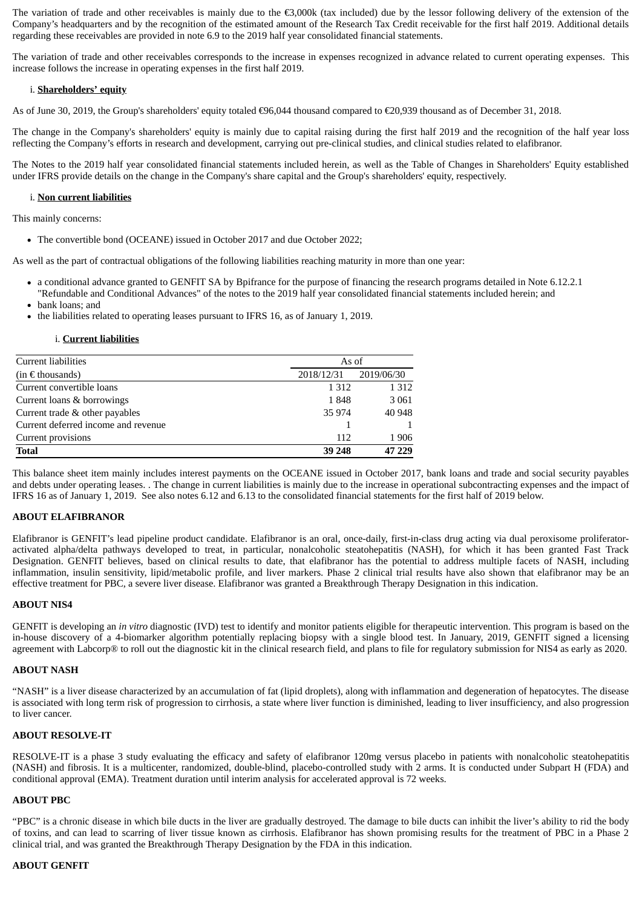The variation of trade and other receivables is mainly due to the €3,000k (tax included) due by the lessor following delivery of the extension of the Company's headquarters and by the recognition of the estimated amount of the Research Tax Credit receivable for the first half 2019. Additional details regarding these receivables are provided in note 6.9 to the 2019 half year consolidated financial statements.

The variation of trade and other receivables corresponds to the increase in expenses recognized in advance related to current operating expenses. This increase follows the increase in operating expenses in the first half 2019.

i. **Shareholders' equity**

As of June 30, 2019, the Group's shareholders' equity totaled €96,044 thousand compared to €20,939 thousand as of December 31, 2018.

The change in the Company's shareholders' equity is mainly due to capital raising during the first half 2019 and the recognition of the half year loss reflecting the Company's efforts in research and development, carrying out pre-clinical studies, and clinical studies related to elafibranor.

The Notes to the 2019 half year consolidated financial statements included herein, as well as the Table of Changes in Shareholders' Equity established under IFRS provide details on the change in the Company's share capital and the Group's shareholders' equity, respectively.

i. **Non current liabilities**

This mainly concerns:

- The convertible bond (OCEANE) issued in October 2017 and due October 2022;

As well as the part of contractual obligations of the following liabilities reaching maturity in more than one year:

- a conditional advance granted to GENFIT SA by Bpifrance for the purpose of financing the research programs detailed in Note 6.12.2.1 "Refundable and Conditional Advances" of the notes to the 2019 half year consolidated financial statements included herein; and
- bank loans; and
- the liabilities related to operating leases pursuant to IFRS 16, as of January 1, 2019.

i. **Current liabilities**

| Current liabilities | As of | |
|---|---|---|
| (in € thousands) | 2018/12/31 | 2019/06/30 |
| Current convertible loans | 1 312 | 1 312 |
| Current loans & borrowings | 1 848 | 3 061 |
| Current trade & other payables | 35 974 | 40 948 |
| Current deferred income and revenue | 1 | 1 |
| Current provisions | 112 | 1 906 |
| **Total** | **39 248** | **47 229** |

This balance sheet item mainly includes interest payments on the OCEANE issued in October 2017, bank loans and trade and social security payables and debts under operating leases. . The change in current liabilities is mainly due to the increase in operational subcontracting expenses and the impact of IFRS 16 as of January 1, 2019. See also notes 6.12 and 6.13 to the consolidated financial statements for the first half of 2019 below.

**ABOUT ELAFIBRANOR**

Elafibranor is GENFIT's lead pipeline product candidate. Elafibranor is an oral, once-daily, first-in-class drug acting via dual peroxisome proliferator-activated alpha/delta pathways developed to treat, in particular, nonalcoholic steatohepatitis (NASH), for which it has been granted Fast Track Designation. GENFIT believes, based on clinical results to date, that elafibranor has the potential to address multiple facets of NASH, including inflammation, insulin sensitivity, lipid/metabolic profile, and liver markers. Phase 2 clinical trial results have also shown that elafibranor may be an effective treatment for PBC, a severe liver disease. Elafibranor was granted a Breakthrough Therapy Designation in this indication.

**ABOUT NIS4**

GENFIT is developing an *in vitro* diagnostic (IVD) test to identify and monitor patients eligible for therapeutic intervention. This program is based on the in-house discovery of a 4-biomarker algorithm potentially replacing biopsy with a single blood test. In January, 2019, GENFIT signed a licensing agreement with Labcorp® to roll out the diagnostic kit in the clinical research field, and plans to file for regulatory submission for NIS4 as early as 2020.

**ABOUT NASH**

"NASH" is a liver disease characterized by an accumulation of fat (lipid droplets), along with inflammation and degeneration of hepatocytes. The disease is associated with long term risk of progression to cirrhosis, a state where liver function is diminished, leading to liver insufficiency, and also progression to liver cancer.

**ABOUT RESOLVE-IT**

RESOLVE-IT is a phase 3 study evaluating the efficacy and safety of elafibranor 120mg versus placebo in patients with nonalcoholic steatohepatitis (NASH) and fibrosis. It is a multicenter, randomized, double-blind, placebo-controlled study with 2 arms. It is conducted under Subpart H (FDA) and conditional approval (EMA). Treatment duration until interim analysis for accelerated approval is 72 weeks.

**ABOUT PBC**

"PBC" is a chronic disease in which bile ducts in the liver are gradually destroyed. The damage to bile ducts can inhibit the liver's ability to rid the body of toxins, and can lead to scarring of liver tissue known as cirrhosis. Elafibranor has shown promising results for the treatment of PBC in a Phase 2 clinical trial, and was granted the Breakthrough Therapy Designation by the FDA in this indication.

**ABOUT GENFIT**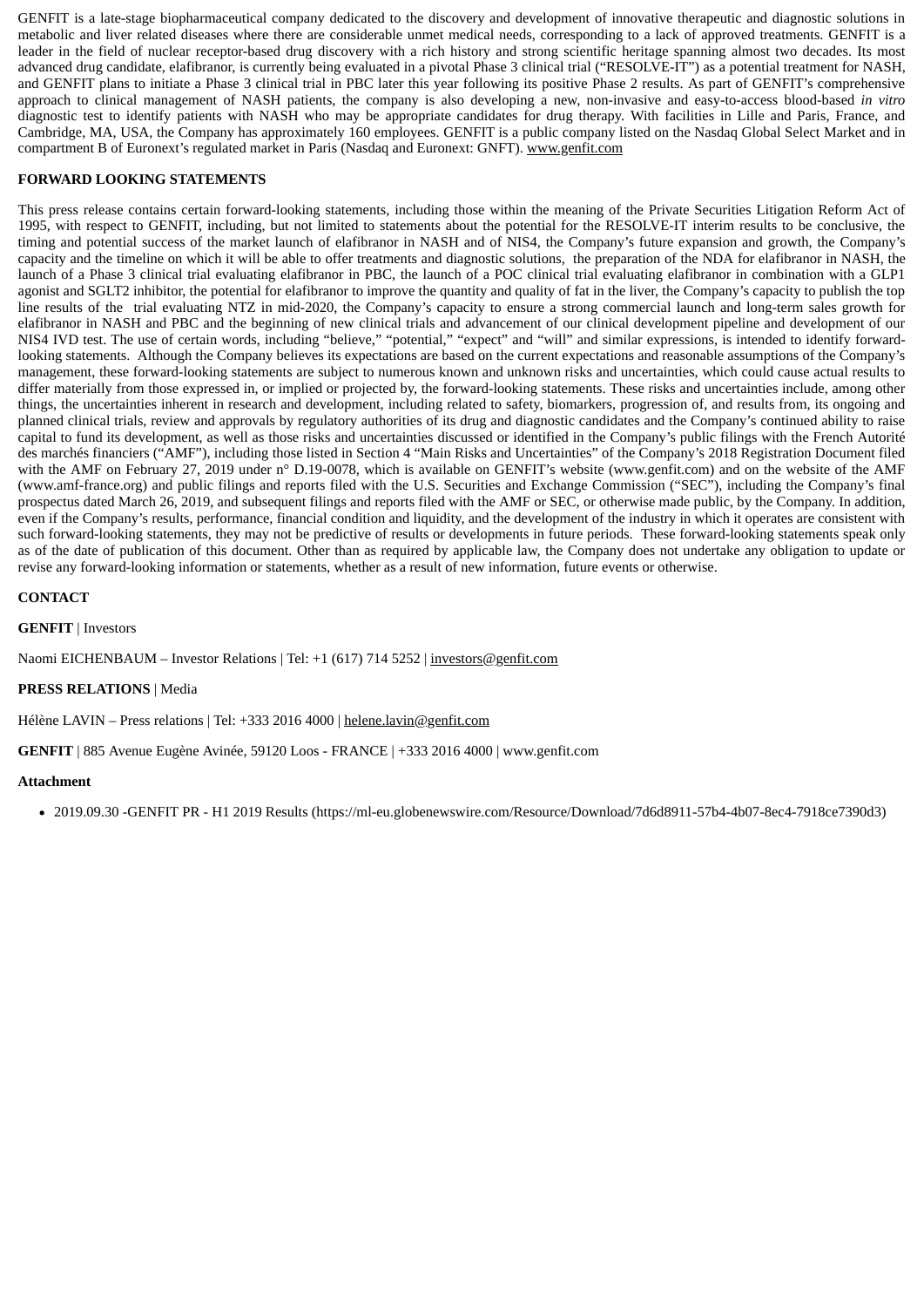GENFIT is a late-stage biopharmaceutical company dedicated to the discovery and development of innovative therapeutic and diagnostic solutions in metabolic and liver related diseases where there are considerable unmet medical needs, corresponding to a lack of approved treatments. GENFIT is a leader in the field of nuclear receptor-based drug discovery with a rich history and strong scientific heritage spanning almost two decades. Its most advanced drug candidate, elafibranor, is currently being evaluated in a pivotal Phase 3 clinical trial ("RESOLVE-IT") as a potential treatment for NASH, and GENFIT plans to initiate a Phase 3 clinical trial in PBC later this year following its positive Phase 2 results. As part of GENFIT's comprehensive approach to clinical management of NASH patients, the company is also developing a new, non-invasive and easy-to-access blood-based *in vitro* diagnostic test to identify patients with NASH who may be appropriate candidates for drug therapy. With facilities in Lille and Paris, France, and Cambridge, MA, USA, the Company has approximately 160 employees. GENFIT is a public company listed on the Nasdaq Global Select Market and in compartment B of Euronext's regulated market in Paris (Nasdaq and Euronext: GNFT). www.genfit.com

**FORWARD LOOKING STATEMENTS**

This press release contains certain forward-looking statements, including those within the meaning of the Private Securities Litigation Reform Act of 1995, with respect to GENFIT, including, but not limited to statements about the potential for the RESOLVE-IT interim results to be conclusive, the timing and potential success of the market launch of elafibranor in NASH and of NIS4, the Company's future expansion and growth, the Company's capacity and the timeline on which it will be able to offer treatments and diagnostic solutions, the preparation of the NDA for elafibranor in NASH, the launch of a Phase 3 clinical trial evaluating elafibranor in PBC, the launch of a POC clinical trial evaluating elafibranor in combination with a GLP1 agonist and SGLT2 inhibitor, the potential for elafibranor to improve the quantity and quality of fat in the liver, the Company's capacity to publish the top line results of the trial evaluating NTZ in mid-2020, the Company's capacity to ensure a strong commercial launch and long-term sales growth for elafibranor in NASH and PBC and the beginning of new clinical trials and advancement of our clinical development pipeline and development of our NIS4 IVD test. The use of certain words, including "believe," "potential," "expect" and "will" and similar expressions, is intended to identify forward-looking statements. Although the Company believes its expectations are based on the current expectations and reasonable assumptions of the Company's management, these forward-looking statements are subject to numerous known and unknown risks and uncertainties, which could cause actual results to differ materially from those expressed in, or implied or projected by, the forward-looking statements. These risks and uncertainties include, among other things, the uncertainties inherent in research and development, including related to safety, biomarkers, progression of, and results from, its ongoing and planned clinical trials, review and approvals by regulatory authorities of its drug and diagnostic candidates and the Company's continued ability to raise capital to fund its development, as well as those risks and uncertainties discussed or identified in the Company's public filings with the French Autorité des marchés financiers ("AMF"), including those listed in Section 4 "Main Risks and Uncertainties" of the Company's 2018 Registration Document filed with the AMF on February 27, 2019 under n° D.19-0078, which is available on GENFIT's website (www.genfit.com) and on the website of the AMF (www.amf-france.org) and public filings and reports filed with the U.S. Securities and Exchange Commission ("SEC"), including the Company's final prospectus dated March 26, 2019, and subsequent filings and reports filed with the AMF or SEC, or otherwise made public, by the Company. In addition, even if the Company's results, performance, financial condition and liquidity, and the development of the industry in which it operates are consistent with such forward-looking statements, they may not be predictive of results or developments in future periods. These forward-looking statements speak only as of the date of publication of this document. Other than as required by applicable law, the Company does not undertake any obligation to update or revise any forward-looking information or statements, whether as a result of new information, future events or otherwise.

**CONTACT**

**GENFIT** | Investors

Naomi EICHENBAUM – Investor Relations | Tel: +1 (617) 714 5252 | investors@genfit.com

**PRESS RELATIONS** | Media

Hélène LAVIN – Press relations | Tel: +333 2016 4000 | helene.lavin@genfit.com

**GENFIT** | 885 Avenue Eugène Avinée, 59120 Loos - FRANCE | +333 2016 4000 | www.genfit.com

**Attachment**

- 2019.09.30 -GENFIT PR - H1 2019 Results (https://ml-eu.globenewswire.com/Resource/Download/7d6d8911-57b4-4b07-8ec4-7918ce7390d3)